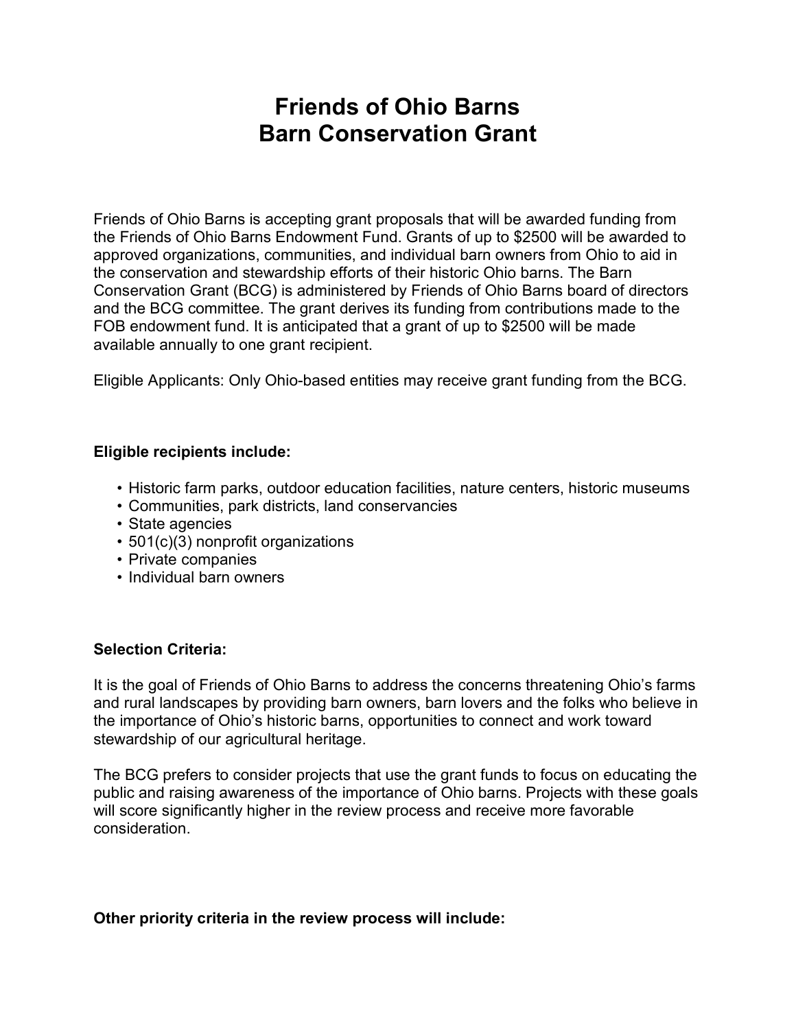# Friends of Ohio Barns
# Barn Conservation Grant

Friends of Ohio Barns is accepting grant proposals that will be awarded funding from the Friends of Ohio Barns Endowment Fund. Grants of up to $2500 will be awarded to approved organizations, communities, and individual barn owners from Ohio to aid in the conservation and stewardship efforts of their historic Ohio barns. The Barn Conservation Grant (BCG) is administered by Friends of Ohio Barns board of directors and the BCG committee. The grant derives its funding from contributions made to the FOB endowment fund. It is anticipated that a grant of up to $2500 will be made available annually to one grant recipient.

Eligible Applicants: Only Ohio-based entities may receive grant funding from the BCG.

**Eligible recipients include:**

- Historic farm parks, outdoor education facilities, nature centers, historic museums
- Communities, park districts, land conservancies
- State agencies
- 501(c)(3) nonprofit organizations
- Private companies
- Individual barn owners

**Selection Criteria:**

It is the goal of Friends of Ohio Barns to address the concerns threatening Ohio's farms and rural landscapes by providing barn owners, barn lovers and the folks who believe in the importance of Ohio's historic barns, opportunities to connect and work toward stewardship of our agricultural heritage.

The BCG prefers to consider projects that use the grant funds to focus on educating the public and raising awareness of the importance of Ohio barns. Projects with these goals will score significantly higher in the review process and receive more favorable consideration.

**Other priority criteria in the review process will include:**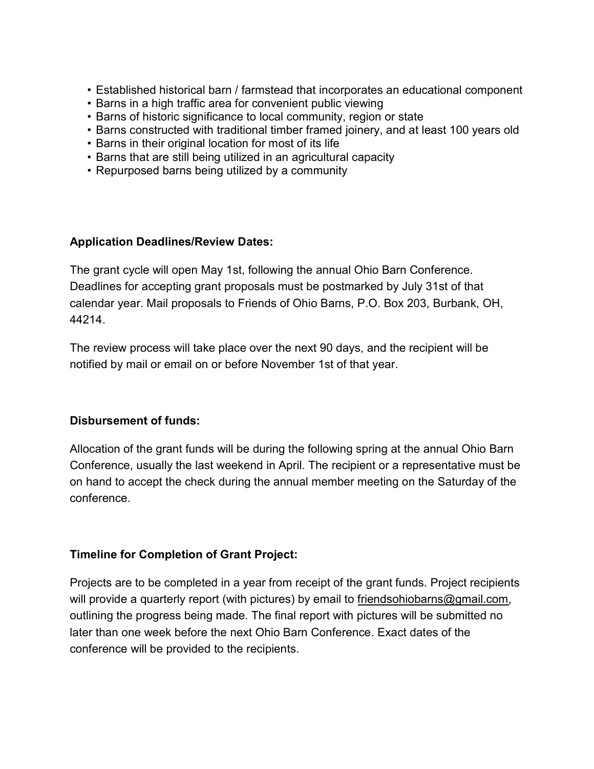- Established historical barn / farmstead that incorporates an educational component
- Barns in a high traffic area for convenient public viewing
- Barns of historic significance to local community, region or state
- Barns constructed with traditional timber framed joinery, and at least 100 years old
- Barns in their original location for most of its life
- Barns that are still being utilized in an agricultural capacity
- Repurposed barns being utilized by a community

**Application Deadlines/Review Dates:**

The grant cycle will open May 1st, following the annual Ohio Barn Conference. Deadlines for accepting grant proposals must be postmarked by July 31st of that calendar year. Mail proposals to Friends of Ohio Barns, P.O. Box 203, Burbank, OH, 44214.

The review process will take place over the next 90 days, and the recipient will be notified by mail or email on or before November 1st of that year.

**Disbursement of funds:**

Allocation of the grant funds will be during the following spring at the annual Ohio Barn Conference, usually the last weekend in April. The recipient or a representative must be on hand to accept the check during the annual member meeting on the Saturday of the conference.

**Timeline for Completion of Grant Project:**

Projects are to be completed in a year from receipt of the grant funds. Project recipients will provide a quarterly report (with pictures) by email to friendsohiobarns@gmail.com, outlining the progress being made. The final report with pictures will be submitted no later than one week before the next Ohio Barn Conference. Exact dates of the conference will be provided to the recipients.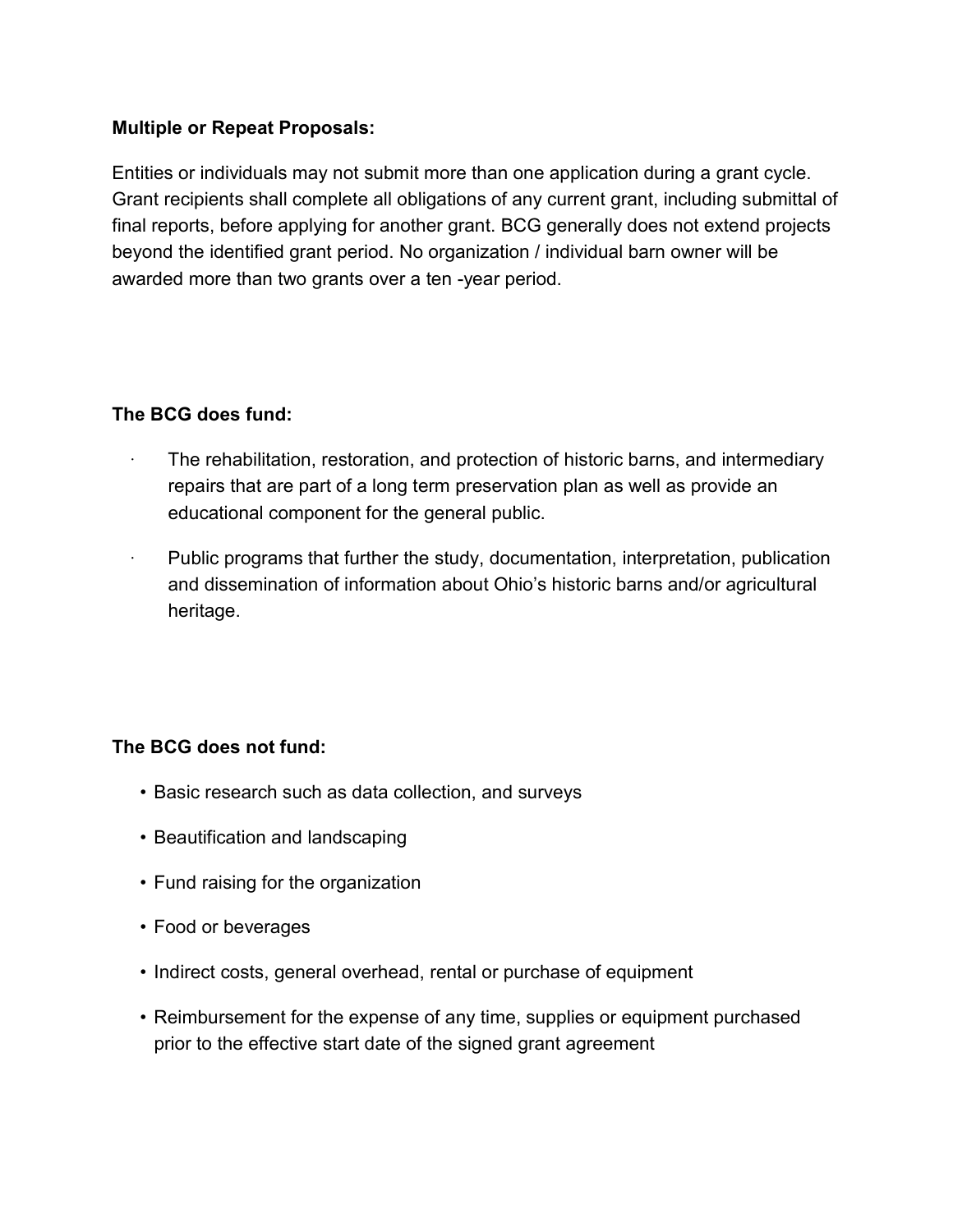**Multiple or Repeat Proposals:**

Entities or individuals may not submit more than one application during a grant cycle. Grant recipients shall complete all obligations of any current grant, including submittal of final reports, before applying for another grant. BCG generally does not extend projects beyond the identified grant period. No organization / individual barn owner will be awarded more than two grants over a ten -year period.

**The BCG does fund:**

- The rehabilitation, restoration, and protection of historic barns, and intermediary repairs that are part of a long term preservation plan as well as provide an educational component for the general public.
- Public programs that further the study, documentation, interpretation, publication and dissemination of information about Ohio's historic barns and/or agricultural heritage.

**The BCG does not fund:**

- Basic research such as data collection, and surveys
- Beautification and landscaping
- Fund raising for the organization
- Food or beverages
- Indirect costs, general overhead, rental or purchase of equipment
- Reimbursement for the expense of any time, supplies or equipment purchased prior to the effective start date of the signed grant agreement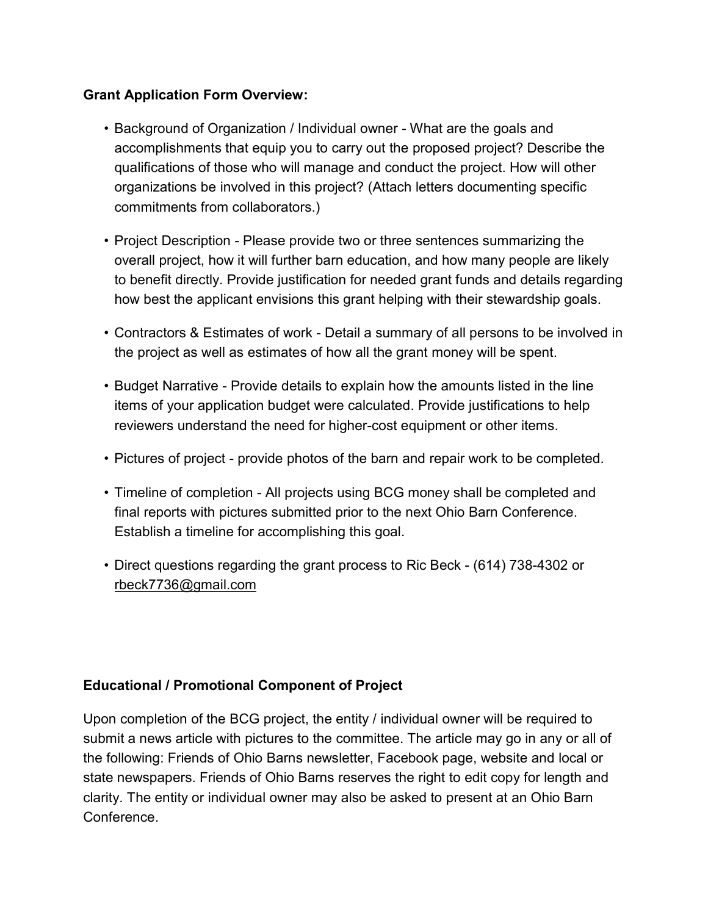**Grant Application Form Overview:**

- Background of Organization / Individual owner - What are the goals and accomplishments that equip you to carry out the proposed project? Describe the qualifications of those who will manage and conduct the project. How will other organizations be involved in this project? (Attach letters documenting specific commitments from collaborators.)

- Project Description - Please provide two or three sentences summarizing the overall project, how it will further barn education, and how many people are likely to benefit directly. Provide justification for needed grant funds and details regarding how best the applicant envisions this grant helping with their stewardship goals.

- Contractors & Estimates of work - Detail a summary of all persons to be involved in the project as well as estimates of how all the grant money will be spent.

- Budget Narrative - Provide details to explain how the amounts listed in the line items of your application budget were calculated. Provide justifications to help reviewers understand the need for higher-cost equipment or other items.

- Pictures of project - provide photos of the barn and repair work to be completed.

- Timeline of completion - All projects using BCG money shall be completed and final reports with pictures submitted prior to the next Ohio Barn Conference. Establish a timeline for accomplishing this goal.

- Direct questions regarding the grant process to Ric Beck - (614) 738-4302 or rbeck7736@gmail.com

**Educational / Promotional Component of Project**

Upon completion of the BCG project, the entity / individual owner will be required to submit a news article with pictures to the committee. The article may go in any or all of the following: Friends of Ohio Barns newsletter, Facebook page, website and local or state newspapers. Friends of Ohio Barns reserves the right to edit copy for length and clarity. The entity or individual owner may also be asked to present at an Ohio Barn Conference.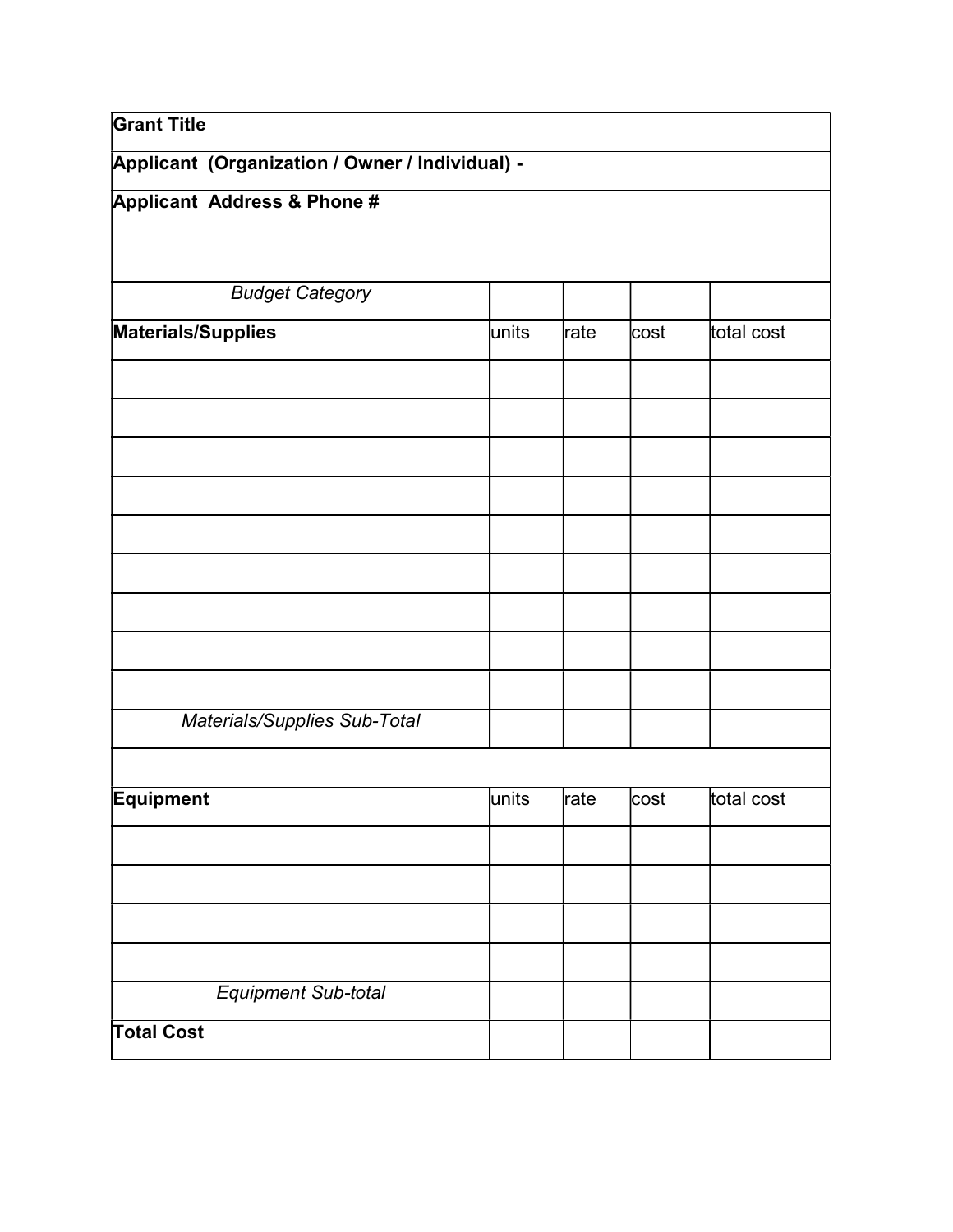| | | | | |
|---|---|---|---|---|
| **Grant Title** | | | | |
| **Applicant (Organization / Owner / Individual) -** | | | | |
| **Applicant Address & Phone #** | | | | |
| *Budget Category* | | | | |
| **Materials/Supplies** | units | rate | cost | total cost |
| | | | | |
| | | | | |
| | | | | |
| | | | | |
| | | | | |
| | | | | |
| | | | | |
| | | | | |
| | | | | |
| *Materials/Supplies Sub-Total* | | | | |
| | | | | |
| **Equipment** | units | rate | cost | total cost |
| | | | | |
| | | | | |
| | | | | |
| | | | | |
| *Equipment Sub-total* | | | | |
| **Total Cost** | | | | |